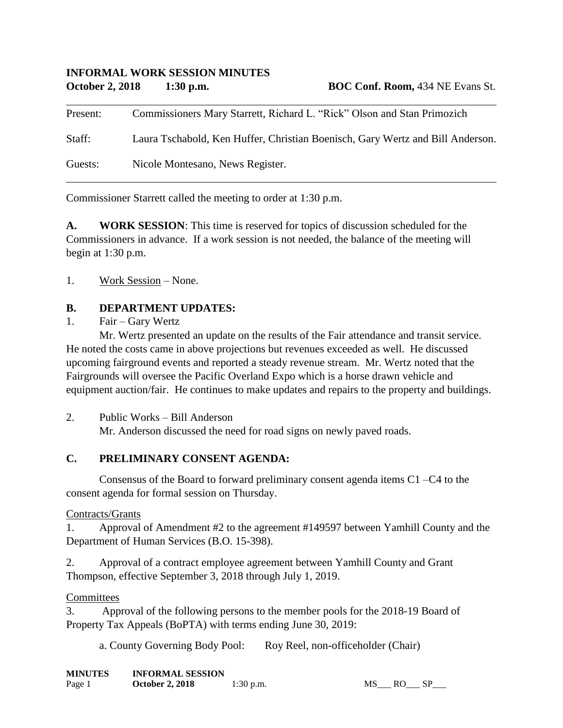**INFORMAL WORK SESSION MINUTES**

**October 2, 2018** **1:30 p.m.** **BOC Conf. Room,** 434 NE Evans St.

---

Present: Commissioners Mary Starrett, Richard L. "Rick" Olson and Stan Primozich

Staff: Laura Tschabold, Ken Huffer, Christian Boenisch, Gary Wertz and Bill Anderson.

Guests: Nicole Montesano, News Register.

---

Commissioner Starrett called the meeting to order at 1:30 p.m.

**A. WORK SESSION**: This time is reserved for topics of discussion scheduled for the Commissioners in advance. If a work session is not needed, the balance of the meeting will begin at 1:30 p.m.

1. Work Session – None.

**B. DEPARTMENT UPDATES:**

1. Fair – Gary Wertz

Mr. Wertz presented an update on the results of the Fair attendance and transit service. He noted the costs came in above projections but revenues exceeded as well. He discussed upcoming fairground events and reported a steady revenue stream. Mr. Wertz noted that the Fairgrounds will oversee the Pacific Overland Expo which is a horse drawn vehicle and equipment auction/fair. He continues to make updates and repairs to the property and buildings.

2. Public Works – Bill Anderson

Mr. Anderson discussed the need for road signs on newly paved roads.

**C. PRELIMINARY CONSENT AGENDA:**

Consensus of the Board to forward preliminary consent agenda items C1 –C4 to the consent agenda for formal session on Thursday.

Contracts/Grants

1. Approval of Amendment #2 to the agreement #149597 between Yamhill County and the Department of Human Services (B.O. 15-398).

2. Approval of a contract employee agreement between Yamhill County and Grant Thompson, effective September 3, 2018 through July 1, 2019.

Committees

3. Approval of the following persons to the member pools for the 2018-19 Board of Property Tax Appeals (BoPTA) with terms ending June 30, 2019:

a. County Governing Body Pool: Roy Reel, non-officeholder (Chair)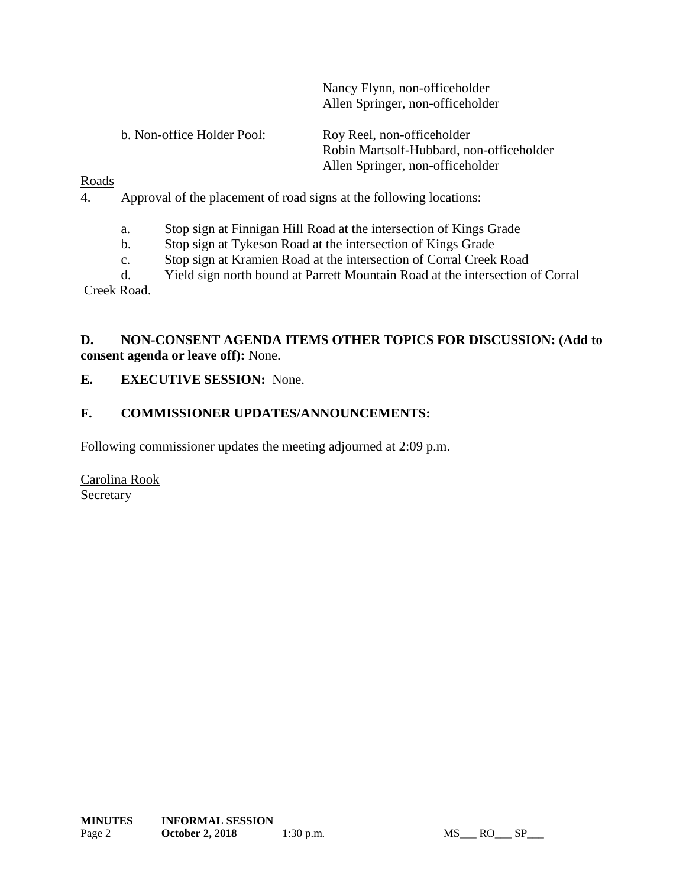Nancy Flynn, non-officeholder
Allen Springer, non-officeholder

b. Non-office Holder Pool: Roy Reel, non-officeholder
Robin Martsolf-Hubbard, non-officeholder
Allen Springer, non-officeholder

Roads

4. Approval of the placement of road signs at the following locations:

   a. Stop sign at Finnigan Hill Road at the intersection of Kings Grade
   b. Stop sign at Tykeson Road at the intersection of Kings Grade
   c. Stop sign at Kramien Road at the intersection of Corral Creek Road
   d. Yield sign north bound at Parrett Mountain Road at the intersection of Corral Creek Road.

---

**D. NON-CONSENT AGENDA ITEMS OTHER TOPICS FOR DISCUSSION: (Add to consent agenda or leave off):** None.

**E. EXECUTIVE SESSION:** None.

**F. COMMISSIONER UPDATES/ANNOUNCEMENTS:**

Following commissioner updates the meeting adjourned at 2:09 p.m.

Carolina Rook
Secretary

**MINUTES** **INFORMAL SESSION**
**October 2, 2018** 1:30 p.m. MS___ RO___ SP___